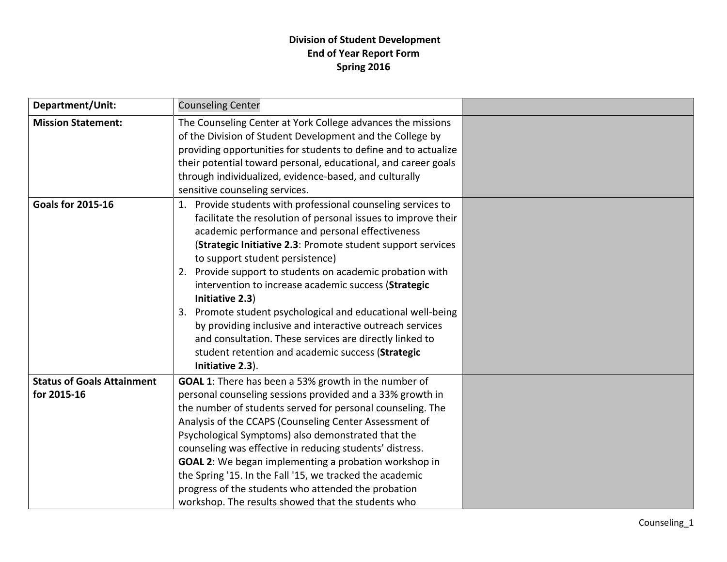**Division of Student Development**
**End of Year Report Form**
**Spring 2016**

| Department/Unit: | Counseling Center | |
|---|---|---|
| **Mission Statement:** | The Counseling Center at York College advances the missions of the Division of Student Development and the College by providing opportunities for students to define and to actualize their potential toward personal, educational, and career goals through individualized, evidence-based, and culturally sensitive counseling services. | |
| **Goals for 2015-16** | 1. Provide students with professional counseling services to facilitate the resolution of personal issues to improve their academic performance and personal effectiveness (**Strategic Initiative 2.3**: Promote student support services to support student persistence)<br>2. Provide support to students on academic probation with intervention to increase academic success (**Strategic Initiative 2.3**)<br>3. Promote student psychological and educational well-being by providing inclusive and interactive outreach services and consultation. These services are directly linked to student retention and academic success (**Strategic Initiative 2.3**). | |
| **Status of Goals Attainment for 2015-16** | **GOAL 1**: There has been a 53% growth in the number of personal counseling sessions provided and a 33% growth in the number of students served for personal counseling. The Analysis of the CCAPS (Counseling Center Assessment of Psychological Symptoms) also demonstrated that the counseling was effective in reducing students' distress.<br>**GOAL 2**: We began implementing a probation workshop in the Spring '15. In the Fall '15, we tracked the academic progress of the students who attended the probation workshop. The results showed that the students who | |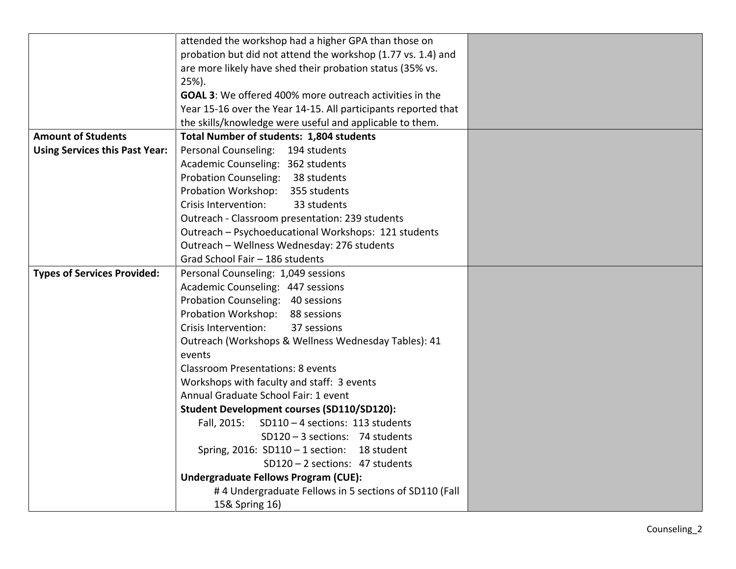| | | |
|---|---|---|
| | attended the workshop had a higher GPA than those on probation but did not attend the workshop (1.77 vs. 1.4) and are more likely have shed their probation status (35% vs. 25%).<br>**GOAL 3**: We offered 400% more outreach activities in the Year 15-16 over the Year 14-15. All participants reported that the skills/knowledge were useful and applicable to them. | |
| **Amount of Students Using Services this Past Year:** | **Total Number of students: 1,804 students**<br>Personal Counseling: 194 students<br>Academic Counseling: 362 students<br>Probation Counseling: 38 students<br>Probation Workshop: 355 students<br>Crisis Intervention: 33 students<br>Outreach - Classroom presentation: 239 students<br>Outreach – Psychoeducational Workshops: 121 students<br>Outreach – Wellness Wednesday: 276 students<br>Grad School Fair – 186 students | |
| **Types of Services Provided:** | Personal Counseling: 1,049 sessions<br>Academic Counseling: 447 sessions<br>Probation Counseling: 40 sessions<br>Probation Workshop: 88 sessions<br>Crisis Intervention: 37 sessions<br>Outreach (Workshops & Wellness Wednesday Tables): 41 events<br>Classroom Presentations: 8 events<br>Workshops with faculty and staff: 3 events<br>Annual Graduate School Fair: 1 event<br>**Student Development courses (SD110/SD120):**<br>Fall, 2015: SD110 – 4 sections: 113 students<br>SD120 – 3 sections: 74 students<br>Spring, 2016: SD110 – 1 section: 18 student<br>SD120 – 2 sections: 47 students<br>**Undergraduate Fellows Program (CUE):**<br># 4 Undergraduate Fellows in 5 sections of SD110 (Fall 15& Spring 16) | |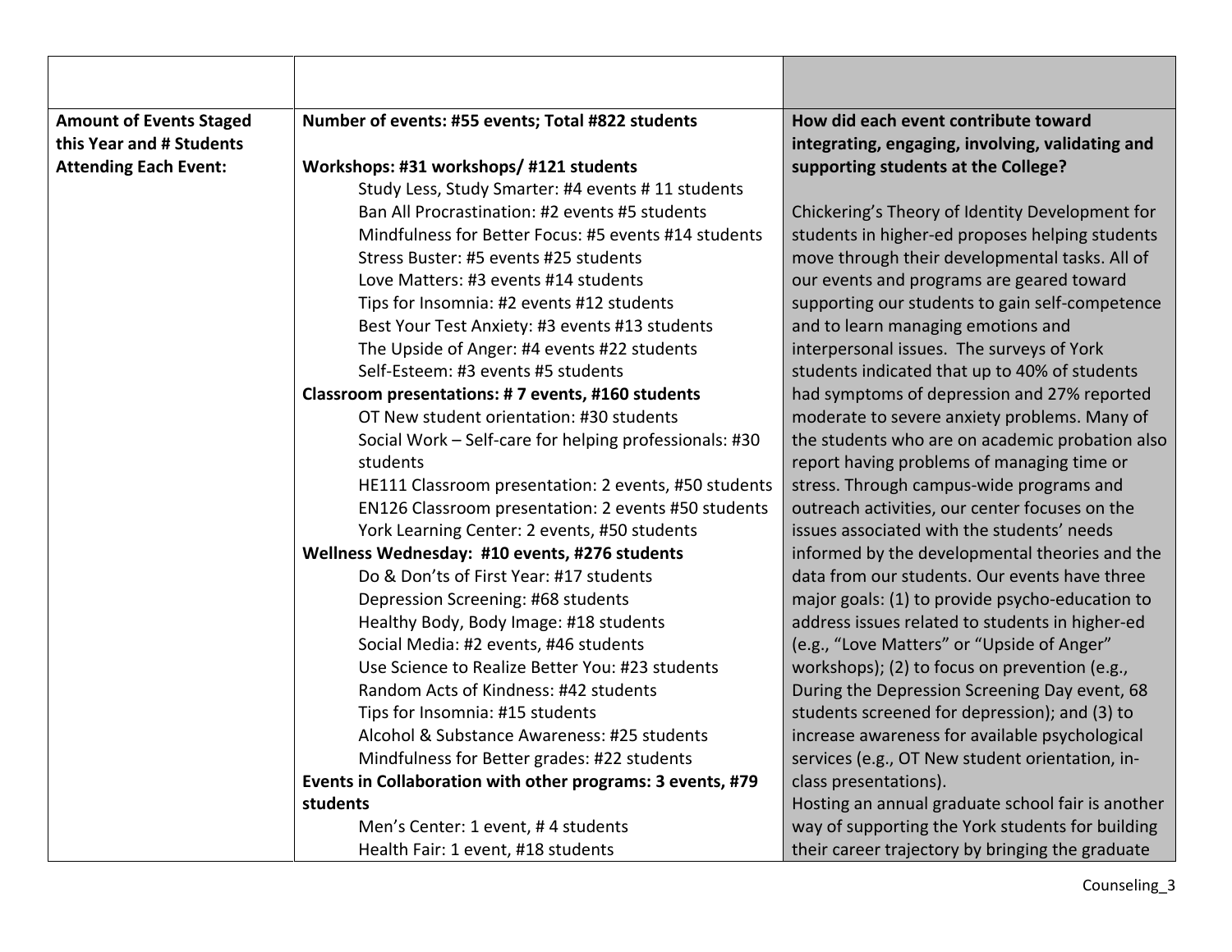| | | |
|---|---|---|
| **Amount of Events Staged this Year and # Students Attending Each Event:** | **Number of events: #55 events; Total #822 students**<br><br>**Workshops: #31 workshops/ #121 students**<br>Study Less, Study Smarter: #4 events # 11 students<br>Ban All Procrastination: #2 events #5 students<br>Mindfulness for Better Focus: #5 events #14 students<br>Stress Buster: #5 events #25 students<br>Love Matters: #3 events #14 students<br>Tips for Insomnia: #2 events #12 students<br>Best Your Test Anxiety: #3 events #13 students<br>The Upside of Anger: #4 events #22 students<br>Self-Esteem: #3 events #5 students<br>**Classroom presentations: # 7 events, #160 students**<br>OT New student orientation: #30 students<br>Social Work – Self-care for helping professionals: #30 students<br>HE111 Classroom presentation: 2 events, #50 students<br>EN126 Classroom presentation: 2 events #50 students<br>York Learning Center: 2 events, #50 students<br>**Wellness Wednesday: #10 events, #276 students**<br>Do & Don'ts of First Year: #17 students<br>Depression Screening: #68 students<br>Healthy Body, Body Image: #18 students<br>Social Media: #2 events, #46 students<br>Use Science to Realize Better You: #23 students<br>Random Acts of Kindness: #42 students<br>Tips for Insomnia: #15 students<br>Alcohol & Substance Awareness: #25 students<br>Mindfulness for Better grades: #22 students<br>**Events in Collaboration with other programs: 3 events, #79 students**<br>Men's Center: 1 event, # 4 students<br>Health Fair: 1 event, #18 students | **How did each event contribute toward integrating, engaging, involving, validating and supporting students at the College?**<br><br>Chickering's Theory of Identity Development for students in higher-ed proposes helping students move through their developmental tasks. All of our events and programs are geared toward supporting our students to gain self-competence and to learn managing emotions and interpersonal issues. The surveys of York students indicated that up to 40% of students had symptoms of depression and 27% reported moderate to severe anxiety problems. Many of the students who are on academic probation also report having problems of managing time or stress. Through campus-wide programs and outreach activities, our center focuses on the issues associated with the students' needs informed by the developmental theories and the data from our students. Our events have three major goals: (1) to provide psycho-education to address issues related to students in higher-ed (e.g., "Love Matters" or "Upside of Anger" workshops); (2) to focus on prevention (e.g., During the Depression Screening Day event, 68 students screened for depression); and (3) to increase awareness for available psychological services (e.g., OT New student orientation, in-class presentations).<br>Hosting an annual graduate school fair is another way of supporting the York students for building their career trajectory by bringing the graduate |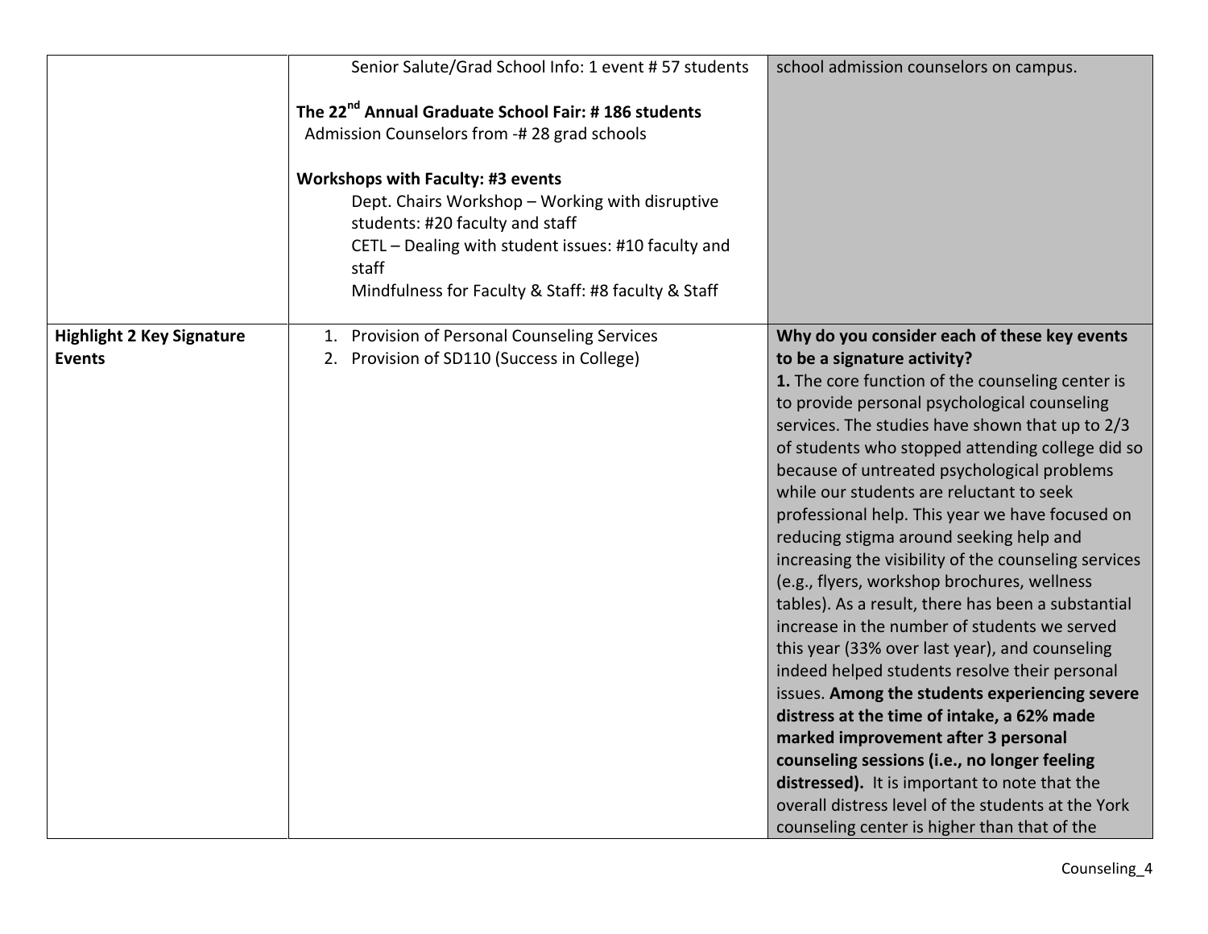| | | |
|---|---|---|
| | Senior Salute/Grad School Info: 1 event # 57 students<br><br>**The 22nd Annual Graduate School Fair: # 186 students**<br>Admission Counselors from -# 28 grad schools<br><br>**Workshops with Faculty: #3 events**<br>Dept. Chairs Workshop – Working with disruptive students: #20 faculty and staff<br>CETL – Dealing with student issues: #10 faculty and staff<br>Mindfulness for Faculty & Staff: #8 faculty & Staff | school admission counselors on campus. |
| **Highlight 2 Key Signature Events** | 1. Provision of Personal Counseling Services<br>2. Provision of SD110 (Success in College) | **Why do you consider each of these key events to be a signature activity?**<br>**1.** The core function of the counseling center is to provide personal psychological counseling services. The studies have shown that up to 2/3 of students who stopped attending college did so because of untreated psychological problems while our students are reluctant to seek professional help. This year we have focused on reducing stigma around seeking help and increasing the visibility of the counseling services (e.g., flyers, workshop brochures, wellness tables). As a result, there has been a substantial increase in the number of students we served this year (33% over last year), and counseling indeed helped students resolve their personal issues. **Among the students experiencing severe distress at the time of intake, a 62% made marked improvement after 3 personal counseling sessions (i.e., no longer feeling distressed).** It is important to note that the overall distress level of the students at the York counseling center is higher than that of the |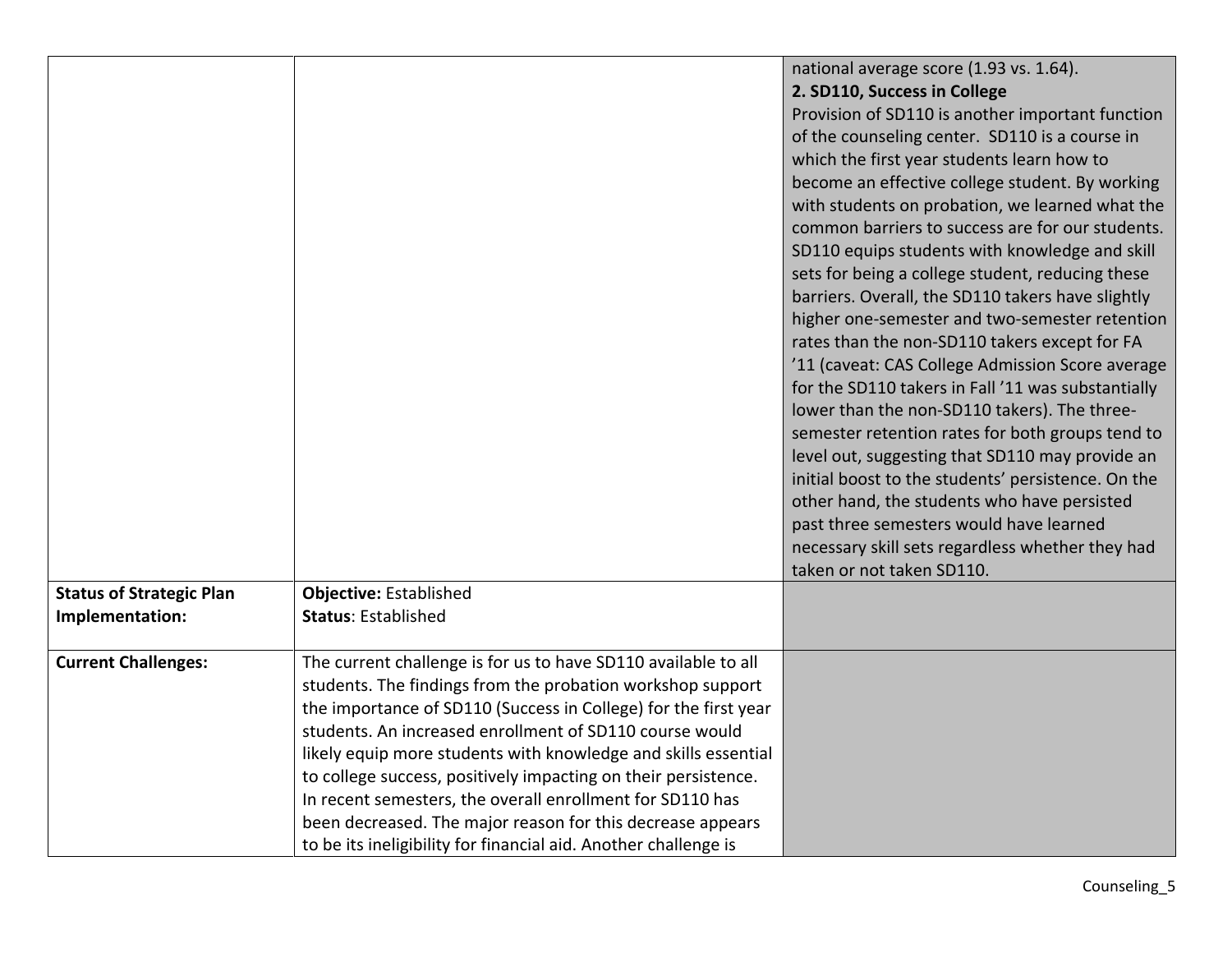| | | |
|---|---|---|
| | | national average score (1.93 vs. 1.64).<br>**2. SD110, Success in College**<br>Provision of SD110 is another important function of the counseling center. SD110 is a course in which the first year students learn how to become an effective college student. By working with students on probation, we learned what the common barriers to success are for our students. SD110 equips students with knowledge and skill sets for being a college student, reducing these barriers. Overall, the SD110 takers have slightly higher one-semester and two-semester retention rates than the non-SD110 takers except for FA '11 (caveat: CAS College Admission Score average for the SD110 takers in Fall '11 was substantially lower than the non-SD110 takers). The three-semester retention rates for both groups tend to level out, suggesting that SD110 may provide an initial boost to the students' persistence. On the other hand, the students who have persisted past three semesters would have learned necessary skill sets regardless whether they had taken or not taken SD110. |
| **Status of Strategic Plan Implementation:** | **Objective:** Established<br>**Status**: Established | |
| **Current Challenges:** | The current challenge is for us to have SD110 available to all students. The findings from the probation workshop support the importance of SD110 (Success in College) for the first year students. An increased enrollment of SD110 course would likely equip more students with knowledge and skills essential to college success, positively impacting on their persistence. In recent semesters, the overall enrollment for SD110 has been decreased. The major reason for this decrease appears to be its ineligibility for financial aid. Another challenge is | |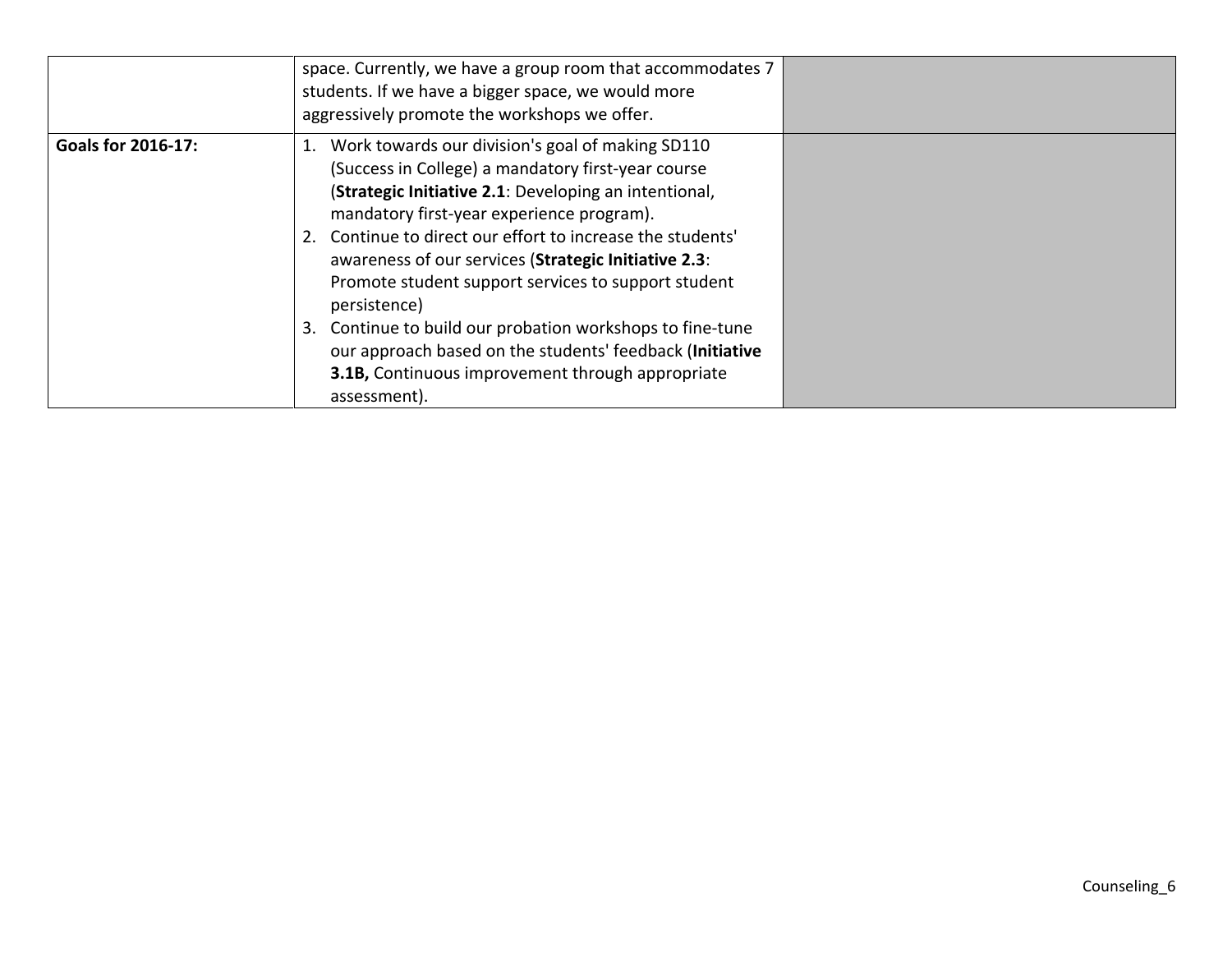| | | |
|---|---|---|
| | space. Currently, we have a group room that accommodates 7 students. If we have a bigger space, we would more aggressively promote the workshops we offer. | |
| **Goals for 2016-17:** | 1. Work towards our division's goal of making SD110 (Success in College) a mandatory first-year course (**Strategic Initiative 2.1**: Developing an intentional, mandatory first-year experience program).<br>2. Continue to direct our effort to increase the students' awareness of our services (**Strategic Initiative 2.3**: Promote student support services to support student persistence)<br>3. Continue to build our probation workshops to fine-tune our approach based on the students' feedback (**Initiative 3.1B,** Continuous improvement through appropriate assessment). | |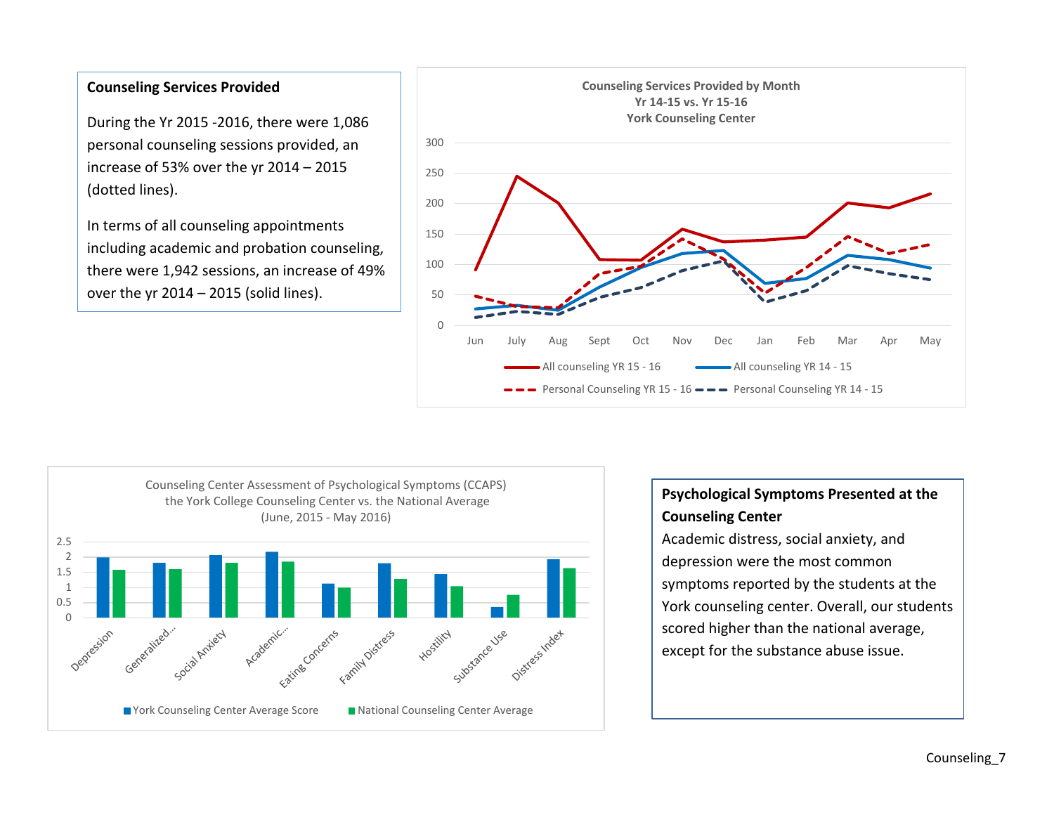**Counseling Services Provided**

During the Yr 2015 -2016, there were 1,086 personal counseling sessions provided, an increase of 53% over the yr 2014 – 2015 (dotted lines).

In terms of all counseling appointments including academic and probation counseling, there were 1,942 sessions, an increase of 49% over the yr 2014 – 2015 (solid lines).

Counseling Services Provided by Month
Yr 14-15 vs. Yr 15-16
York Counseling Center

300
250
200
150
100
50
0

Jun July Aug Sept Oct Nov Dec Jan Feb Mar Apr May

All counseling YR 15 - 16
All counseling YR 14 - 15
Personal Counseling YR 15 - 16
Personal Counseling YR 14 - 15

Counseling Center Assessment of Psychological Symptoms (CCAPS)
the York College Counseling Center vs. the National Average
(June, 2015 - May 2016)

2.5
2
1.5
1
0.5
0

Depression Generalized... Social Anxiety Academic... Eating Concerns Family Distress Hostility Substance Use Distress Index

York Counseling Center Average Score
National Counseling Center Average

**Psychological Symptoms Presented at the Counseling Center**

Academic distress, social anxiety, and depression were the most common symptoms reported by the students at the York counseling center. Overall, our students scored higher than the national average, except for the substance abuse issue.